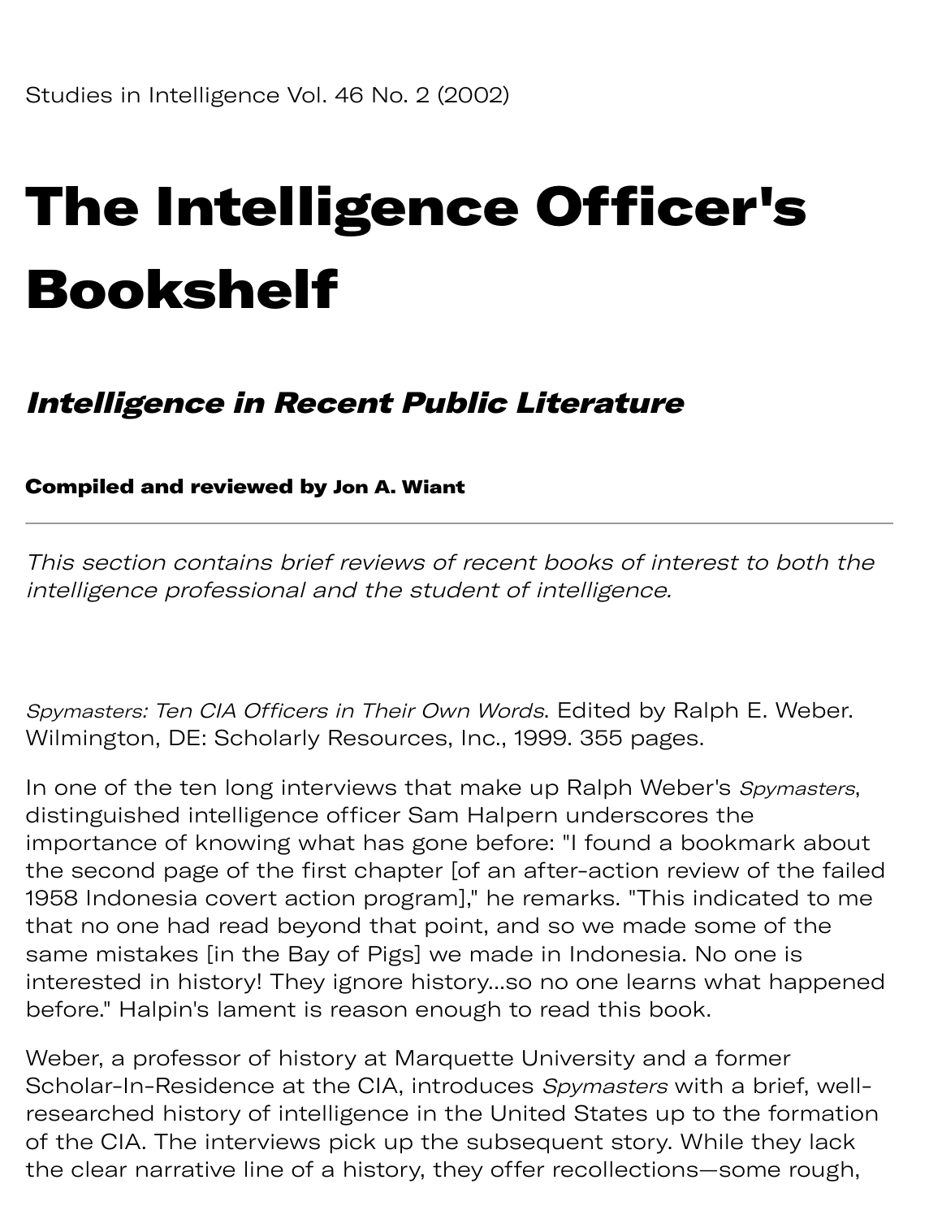Studies in Intelligence Vol. 46 No. 2 (2002)

# The Intelligence Officer's Bookshelf

## *Intelligence in Recent Public Literature*

**Compiled and reviewed by Jon A. Wiant**

---

*This section contains brief reviews of recent books of interest to both the intelligence professional and the student of intelligence.*

*Spymasters: Ten CIA Officers in Their Own Words*. Edited by Ralph E. Weber. Wilmington, DE: Scholarly Resources, Inc., 1999. 355 pages.

In one of the ten long interviews that make up Ralph Weber's *Spymasters*, distinguished intelligence officer Sam Halpern underscores the importance of knowing what has gone before: "I found a bookmark about the second page of the first chapter [of an after-action review of the failed 1958 Indonesia covert action program]," he remarks. "This indicated to me that no one had read beyond that point, and so we made some of the same mistakes [in the Bay of Pigs] we made in Indonesia. No one is interested in history! They ignore history...so no one learns what happened before." Halpin's lament is reason enough to read this book.

Weber, a professor of history at Marquette University and a former Scholar-In-Residence at the CIA, introduces *Spymasters* with a brief, well-researched history of intelligence in the United States up to the formation of the CIA. The interviews pick up the subsequent story. While they lack the clear narrative line of a history, they offer recollections—some rough,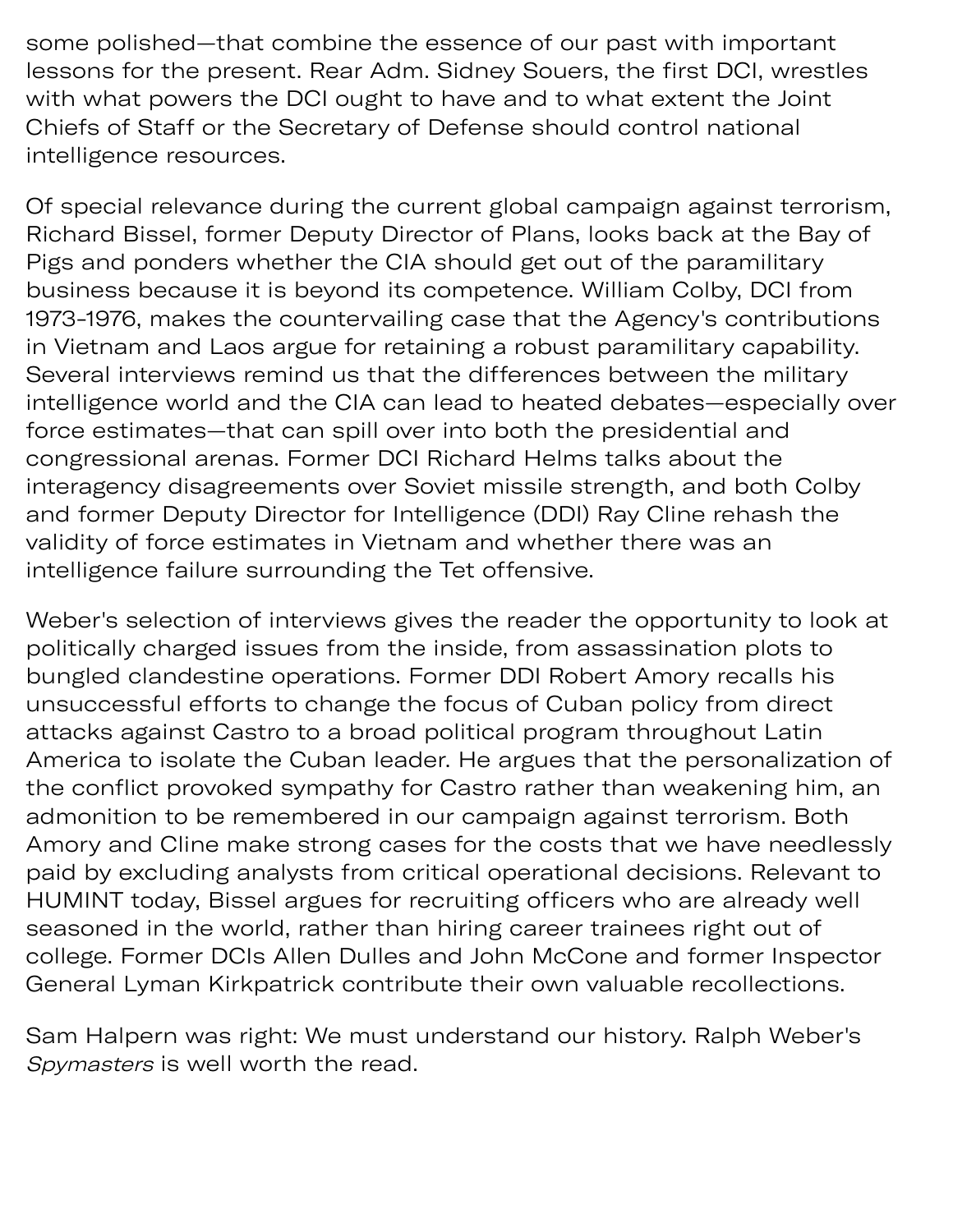some polished—that combine the essence of our past with important lessons for the present. Rear Adm. Sidney Souers, the first DCI, wrestles with what powers the DCI ought to have and to what extent the Joint Chiefs of Staff or the Secretary of Defense should control national intelligence resources.

Of special relevance during the current global campaign against terrorism, Richard Bissel, former Deputy Director of Plans, looks back at the Bay of Pigs and ponders whether the CIA should get out of the paramilitary business because it is beyond its competence. William Colby, DCI from 1973-1976, makes the countervailing case that the Agency's contributions in Vietnam and Laos argue for retaining a robust paramilitary capability. Several interviews remind us that the differences between the military intelligence world and the CIA can lead to heated debates—especially over force estimates—that can spill over into both the presidential and congressional arenas. Former DCI Richard Helms talks about the interagency disagreements over Soviet missile strength, and both Colby and former Deputy Director for Intelligence (DDI) Ray Cline rehash the validity of force estimates in Vietnam and whether there was an intelligence failure surrounding the Tet offensive.

Weber's selection of interviews gives the reader the opportunity to look at politically charged issues from the inside, from assassination plots to bungled clandestine operations. Former DDI Robert Amory recalls his unsuccessful efforts to change the focus of Cuban policy from direct attacks against Castro to a broad political program throughout Latin America to isolate the Cuban leader. He argues that the personalization of the conflict provoked sympathy for Castro rather than weakening him, an admonition to be remembered in our campaign against terrorism. Both Amory and Cline make strong cases for the costs that we have needlessly paid by excluding analysts from critical operational decisions. Relevant to HUMINT today, Bissel argues for recruiting officers who are already well seasoned in the world, rather than hiring career trainees right out of college. Former DCIs Allen Dulles and John McCone and former Inspector General Lyman Kirkpatrick contribute their own valuable recollections.

Sam Halpern was right: We must understand our history. Ralph Weber's *Spymasters* is well worth the read.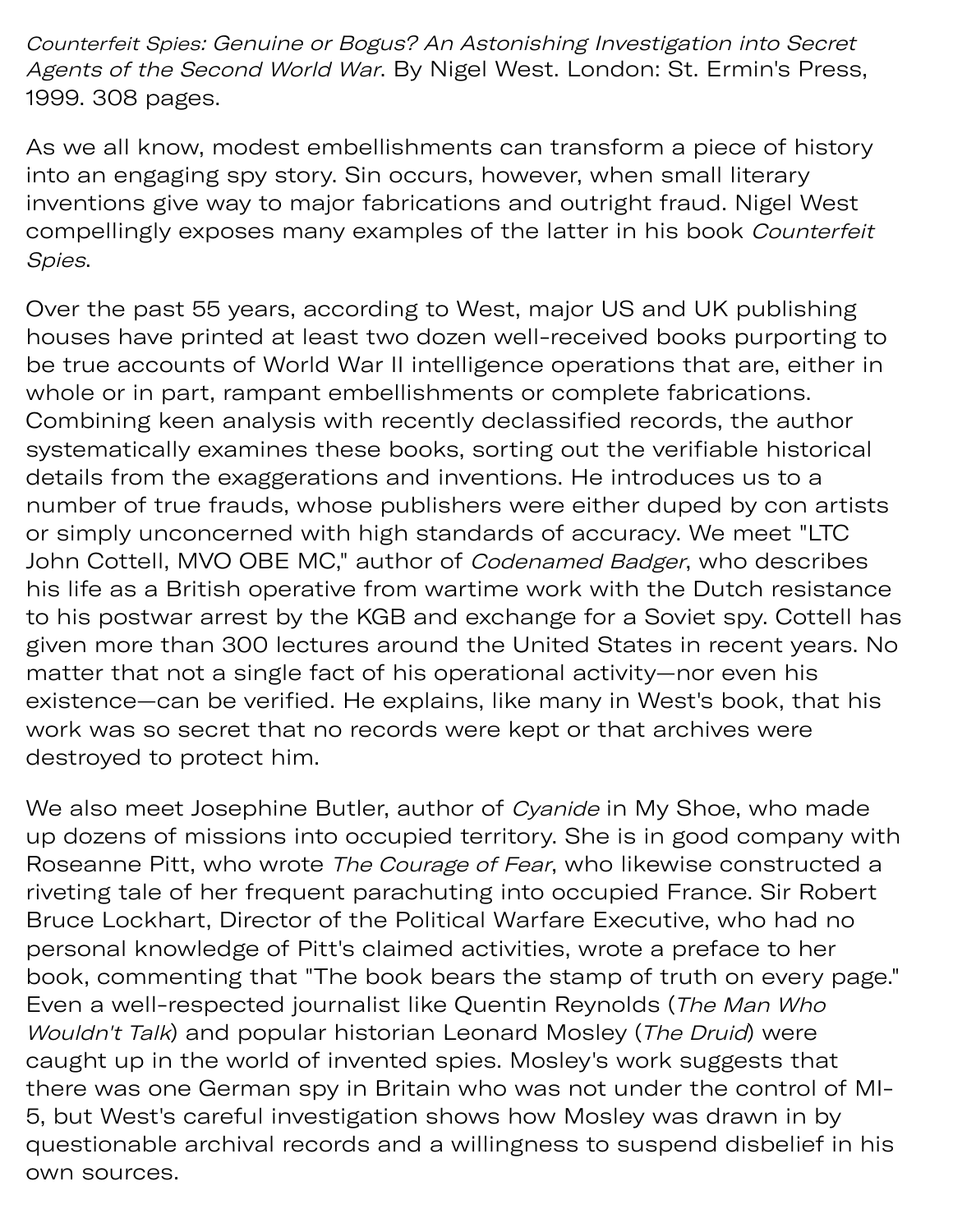*Counterfeit Spies: Genuine or Bogus? An Astonishing Investigation into Secret Agents of the Second World War*. By Nigel West. London: St. Ermin's Press, 1999. 308 pages.

As we all know, modest embellishments can transform a piece of history into an engaging spy story. Sin occurs, however, when small literary inventions give way to major fabrications and outright fraud. Nigel West compellingly exposes many examples of the latter in his book *Counterfeit Spies*.

Over the past 55 years, according to West, major US and UK publishing houses have printed at least two dozen well-received books purporting to be true accounts of World War II intelligence operations that are, either in whole or in part, rampant embellishments or complete fabrications. Combining keen analysis with recently declassified records, the author systematically examines these books, sorting out the verifiable historical details from the exaggerations and inventions. He introduces us to a number of true frauds, whose publishers were either duped by con artists or simply unconcerned with high standards of accuracy. We meet "LTC John Cottell, MVO OBE MC," author of *Codenamed Badger*, who describes his life as a British operative from wartime work with the Dutch resistance to his postwar arrest by the KGB and exchange for a Soviet spy. Cottell has given more than 300 lectures around the United States in recent years. No matter that not a single fact of his operational activity—nor even his existence—can be verified. He explains, like many in West's book, that his work was so secret that no records were kept or that archives were destroyed to protect him.

We also meet Josephine Butler, author of *Cyanide* in My Shoe, who made up dozens of missions into occupied territory. She is in good company with Roseanne Pitt, who wrote *The Courage of Fear*, who likewise constructed a riveting tale of her frequent parachuting into occupied France. Sir Robert Bruce Lockhart, Director of the Political Warfare Executive, who had no personal knowledge of Pitt's claimed activities, wrote a preface to her book, commenting that "The book bears the stamp of truth on every page." Even a well-respected journalist like Quentin Reynolds (*The Man Who Wouldn't Talk*) and popular historian Leonard Mosley (*The Druid*) were caught up in the world of invented spies. Mosley's work suggests that there was one German spy in Britain who was not under the control of MI-5, but West's careful investigation shows how Mosley was drawn in by questionable archival records and a willingness to suspend disbelief in his own sources.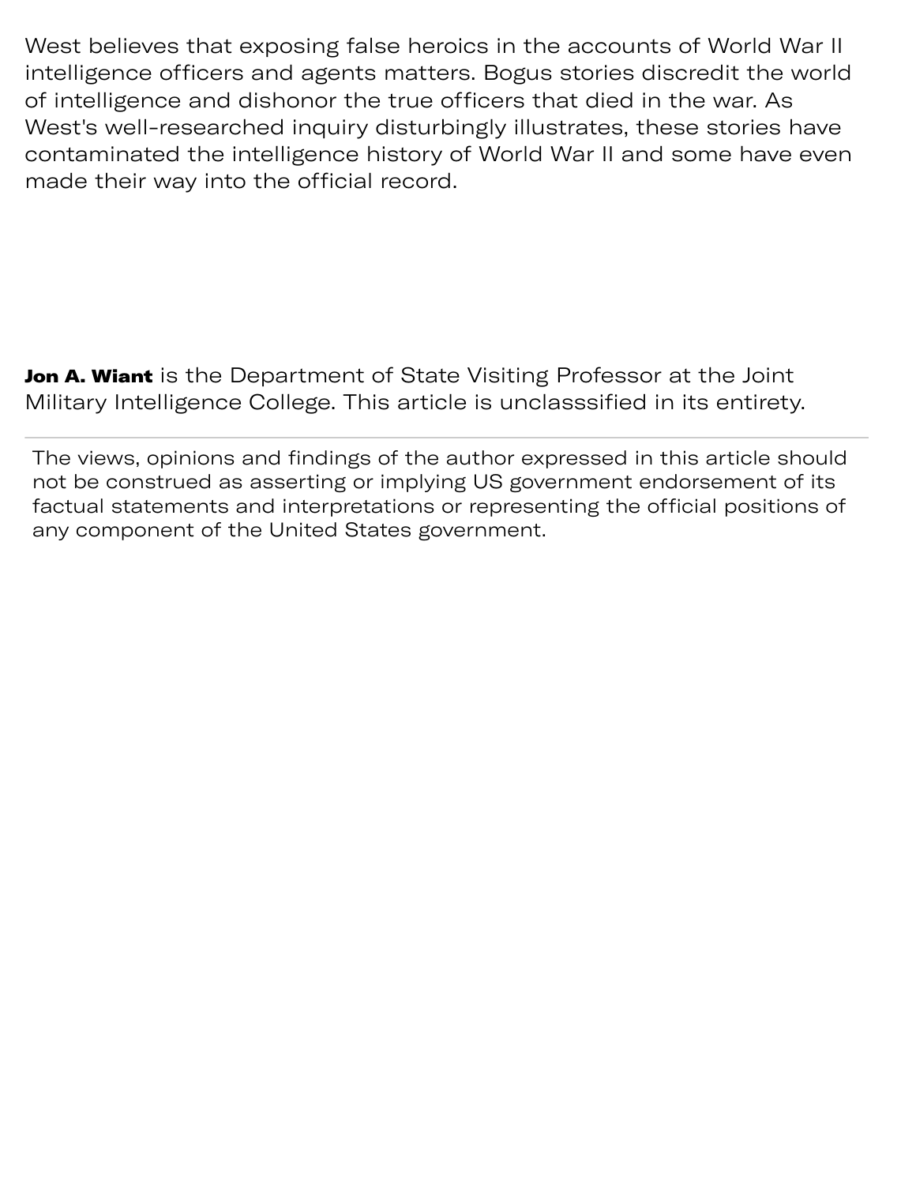West believes that exposing false heroics in the accounts of World War II intelligence officers and agents matters. Bogus stories discredit the world of intelligence and dishonor the true officers that died in the war. As West's well-researched inquiry disturbingly illustrates, these stories have contaminated the intelligence history of World War II and some have even made their way into the official record.

**Jon A. Wiant** is the Department of State Visiting Professor at the Joint Military Intelligence College. This article is unclasssified in its entirety.

---

The views, opinions and findings of the author expressed in this article should not be construed as asserting or implying US government endorsement of its factual statements and interpretations or representing the official positions of any component of the United States government.